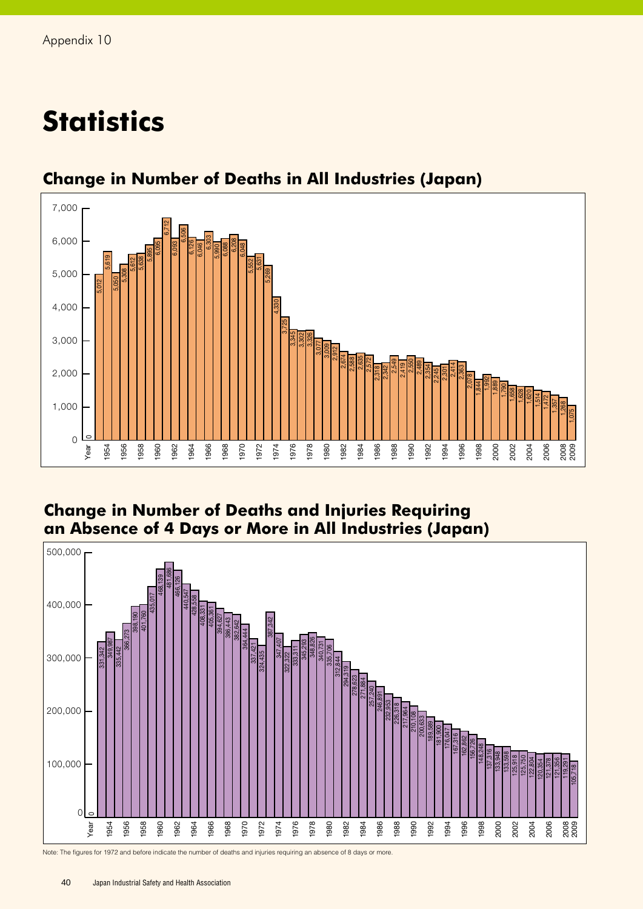Appendix 10

# Statistics

## Change in Number of Deaths in All Industries (Japan)

| Year | Deaths |
|---|---|
| 1953 | 5,012 |
| 1954 | 5,619 |
| 1955 | 5,050 |
| 1956 | 5,308 |
| 1957 | 5,612 |
| 1958 | 5,638 |
| 1959 | 5,895 |
| 1960 | 6,095 |
| 1961 | 6,712 |
| 1962 | 6,093 |
| 1963 | 6,506 |
| 1964 | 6,126 |
| 1965 | 6,046 |
| 1966 | 6,303 |
| 1967 | 5,990 |
| 1968 | 6,088 |
| 1969 | 6,208 |
| 1970 | 6,048 |
| 1971 | 5,552 |
| 1972 | 5,631 |
| 1973 | 5,269 |
| 1974 | 4,330 |
| 1975 | 3,725 |
| 1976 | 3,345 |
| 1977 | 3,302 |
| 1978 | 3,326 |
| 1979 | 3,077 |
| 1980 | 3,009 |
| 1981 | 2,912 |
| 1982 | 2,674 |
| 1983 | 2,588 |
| 1984 | 2,635 |
| 1985 | 2,572 |
| 1986 | 2,318 |
| 1987 | 2,342 |
| 1988 | 2,549 |
| 1989 | 2,419 |
| 1990 | 2,550 |
| 1991 | 2,489 |
| 1992 | 2,354 |
| 1993 | 2,245 |
| 1994 | 2,301 |
| 1995 | 2,414 |
| 1996 | 2,363 |
| 1997 | 2,078 |
| 1998 | 1,844 |
| 1999 | 1,992 |
| 2000 | 1,889 |
| 2001 | 1,790 |
| 2002 | 1,658 |
| 2003 | 1,628 |
| 2004 | 1,620 |
| 2005 | 1,514 |
| 2006 | 1,472 |
| 2007 | 1,357 |
| 2008 | 1,268 |
| 2009 | 1,075 |

## Change in Number of Deaths and Injuries Requiring an Absence of 4 Days or More in All Industries (Japan)

| Year | Deaths and Injuries |
|---|---|
| 1953 | 331,342 |
| 1954 | 349,987 |
| 1955 | 335,442 |
| 1956 | 366,273 |
| 1957 | 398,190 |
| 1958 | 401,760 |
| 1959 | 435,017 |
| 1960 | 468,139 |
| 1961 | 481,686 |
| 1962 | 466,126 |
| 1963 | 440,547 |
| 1964 | 428,558 |
| 1965 | 408,331 |
| 1966 | 405,361 |
| 1967 | 394,627 |
| 1968 | 386,443 |
| 1969 | 382,642 |
| 1970 | 364,444 |
| 1971 | 337,421 |
| 1972 | 324,435 |
| 1973 | 387,342 |
| 1974 | 347,407 |
| 1975 | 322,322 |
| 1976 | 333,311 |
| 1977 | 345,293 |
| 1978 | 348,826 |
| 1979 | 340,731 |
| 1980 | 335,706 |
| 1981 | 312,844 |
| 1982 | 294,319 |
| 1983 | 278,623 |
| 1984 | 271,884 |
| 1985 | 257,240 |
| 1986 | 246,891 |
| 1987 | 232,953 |
| 1988 | 226,318 |
| 1989 | 217,964 |
| 1990 | 210,108 |
| 1991 | 200,633 |
| 1992 | 189,589 |
| 1993 | 181,900 |
| 1994 | 176,047 |
| 1995 | 167,316 |
| 1996 | 162,862 |
| 1997 | 156,726 |
| 1998 | 148,248 |
| 1999 | 137,316 |
| 2000 | 133,948 |
| 2001 | 133,598 |
| 2002 | 125,918 |
| 2003 | 125,750 |
| 2004 | 122,804 |
| 2005 | 120,354 |
| 2006 | 121,378 |
| 2007 | 121,356 |
| 2008 | 119,291 |
| 2009 | 105,718 |

Note: The figures for 1972 and before indicate the number of deaths and injuries requiring an absence of 8 days or more.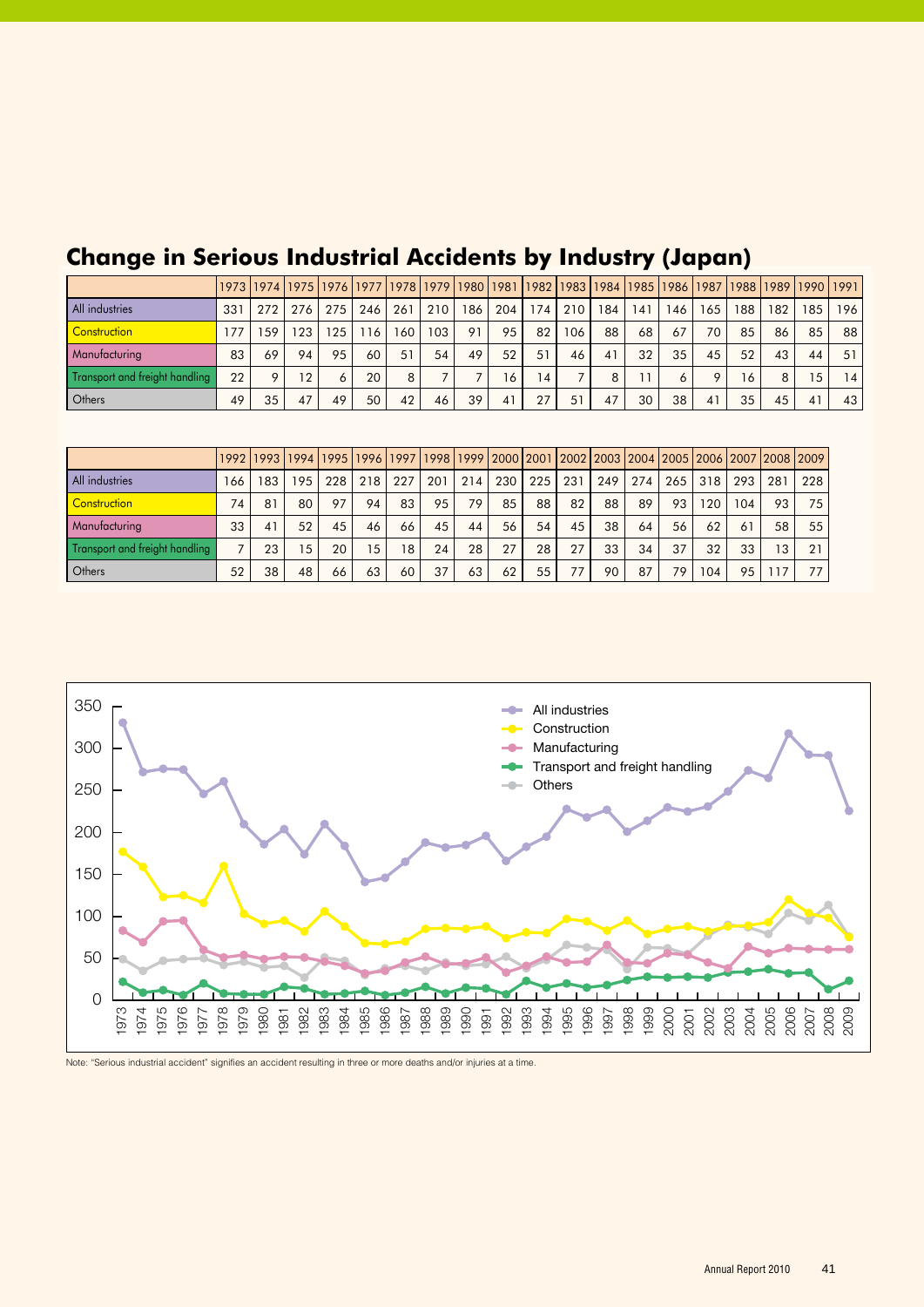## Change in Serious Industrial Accidents by Industry (Japan)

| | 1973 | 1974 | 1975 | 1976 | 1977 | 1978 | 1979 | 1980 | 1981 | 1982 | 1983 | 1984 | 1985 | 1986 | 1987 | 1988 | 1989 | 1990 | 1991 |
|---|---|---|---|---|---|---|---|---|---|---|---|---|---|---|---|---|---|---|---|
| All industries | 331 | 272 | 276 | 275 | 246 | 261 | 210 | 186 | 204 | 174 | 210 | 184 | 141 | 146 | 165 | 188 | 182 | 185 | 196 |
| Construction | 177 | 159 | 123 | 125 | 116 | 160 | 103 | 91 | 95 | 82 | 106 | 88 | 68 | 67 | 70 | 85 | 86 | 85 | 88 |
| Manufacturing | 83 | 69 | 94 | 95 | 60 | 51 | 54 | 49 | 52 | 51 | 46 | 41 | 32 | 35 | 45 | 52 | 43 | 44 | 51 |
| Transport and freight handling | 22 | 9 | 12 | 6 | 20 | 8 | 7 | 7 | 16 | 14 | 7 | 8 | 11 | 6 | 9 | 16 | 8 | 15 | 14 |
| Others | 49 | 35 | 47 | 49 | 50 | 42 | 46 | 39 | 41 | 27 | 51 | 47 | 30 | 38 | 41 | 35 | 45 | 41 | 43 |

| | 1992 | 1993 | 1994 | 1995 | 1996 | 1997 | 1998 | 1999 | 2000 | 2001 | 2002 | 2003 | 2004 | 2005 | 2006 | 2007 | 2008 | 2009 |
|---|---|---|---|---|---|---|---|---|---|---|---|---|---|---|---|---|---|---|
| All industries | 166 | 183 | 195 | 228 | 218 | 227 | 201 | 214 | 230 | 225 | 231 | 249 | 274 | 265 | 318 | 293 | 281 | 228 |
| Construction | 74 | 81 | 80 | 97 | 94 | 83 | 95 | 79 | 85 | 88 | 82 | 88 | 89 | 93 | 120 | 104 | 93 | 75 |
| Manufacturing | 33 | 41 | 52 | 45 | 46 | 66 | 45 | 44 | 56 | 54 | 45 | 38 | 64 | 56 | 62 | 61 | 58 | 55 |
| Transport and freight handling | 7 | 23 | 15 | 20 | 15 | 18 | 24 | 28 | 27 | 28 | 27 | 33 | 34 | 37 | 32 | 33 | 13 | 21 |
| Others | 52 | 38 | 48 | 66 | 63 | 60 | 37 | 63 | 62 | 55 | 77 | 90 | 87 | 79 | 104 | 95 | 117 | 77 |

All industries
Construction
Manufacturing
Transport and freight handling
Others

350
300
250
200
150
100
50
0

1973 1974 1975 1976 1977 1978 1979 1980 1981 1982 1983 1984 1985 1986 1987 1988 1989 1990 1991 1992 1993 1994 1995 1996 1997 1998 1999 2000 2001 2002 2003 2004 2005 2006 2007 2008 2009

Note: "Serious industrial accident" signifies an accident resulting in three or more deaths and/or injuries at a time.